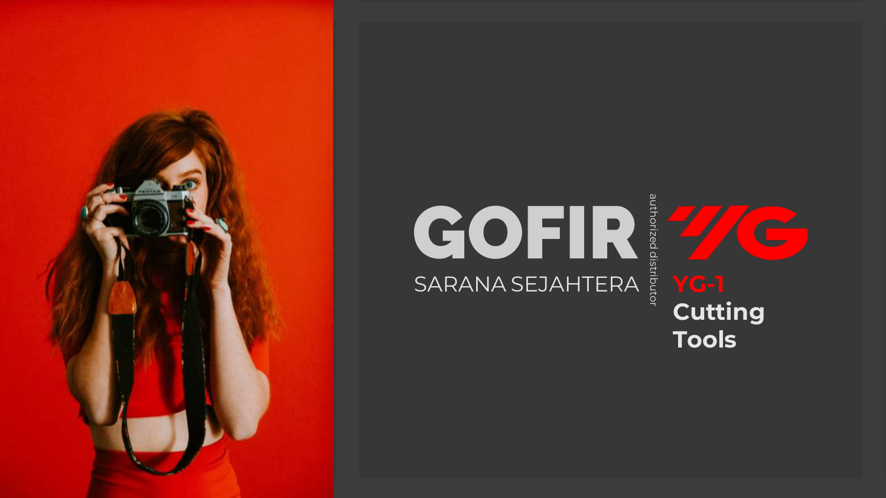# GOFIR

SARANA SEJAHTERA

authorized distributor

**YG-1**

**Cutting Tools**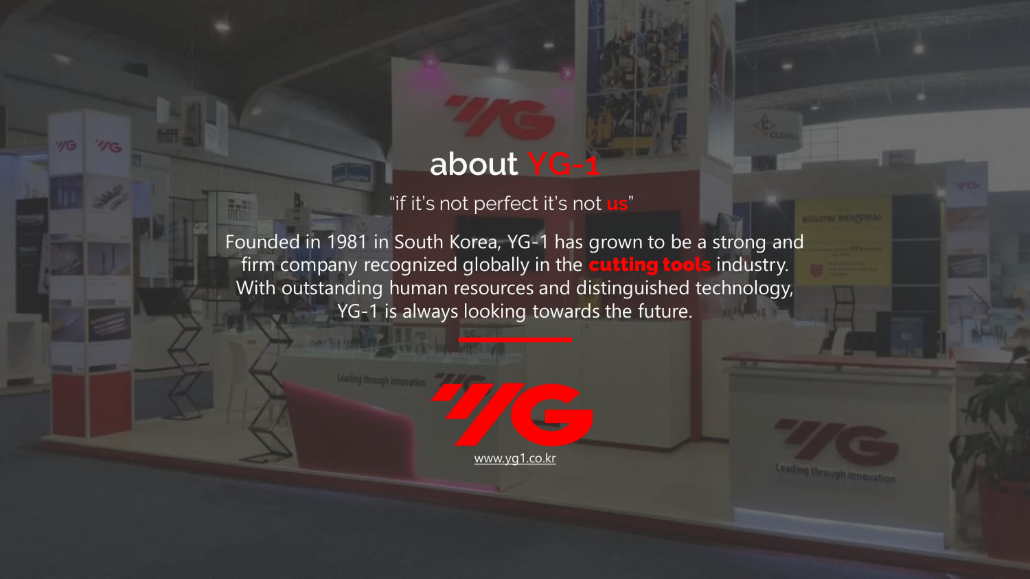# about YG-1

"if it's not perfect it's not **us**"

Founded in 1981 in South Korea, YG-1 has grown to be a strong and firm company recognized globally in the **cutting tools** industry. With outstanding human resources and distinguished technology, YG-1 is always looking towards the future.

www.yg1.co.kr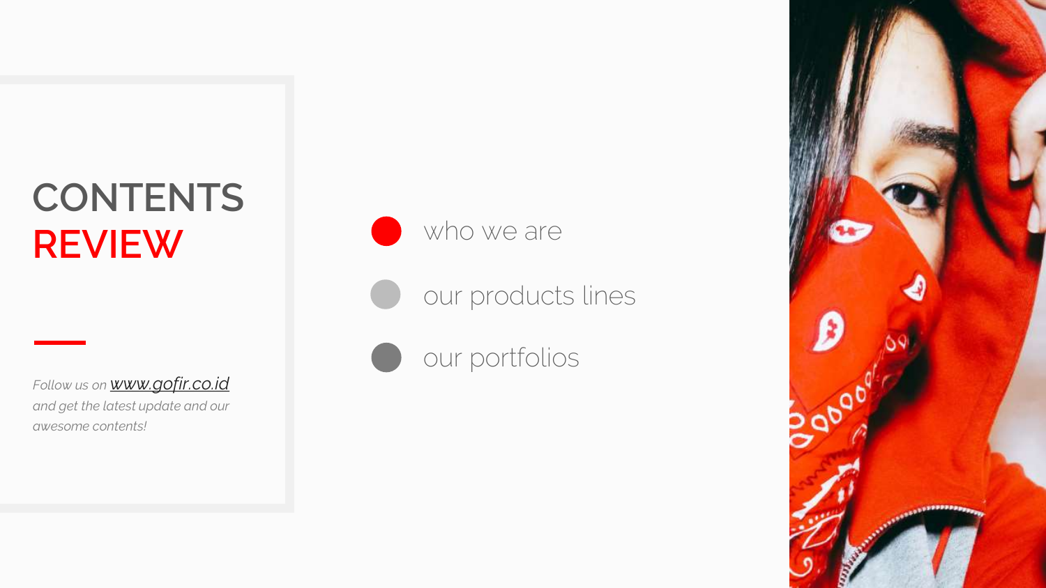# CONTENTS REVIEW

*Follow us on* [*www.gofir.co.id*](http://www.gofir.co.id) *and get the latest update and our awesome contents!*

- who we are
- our products lines
- our portfolios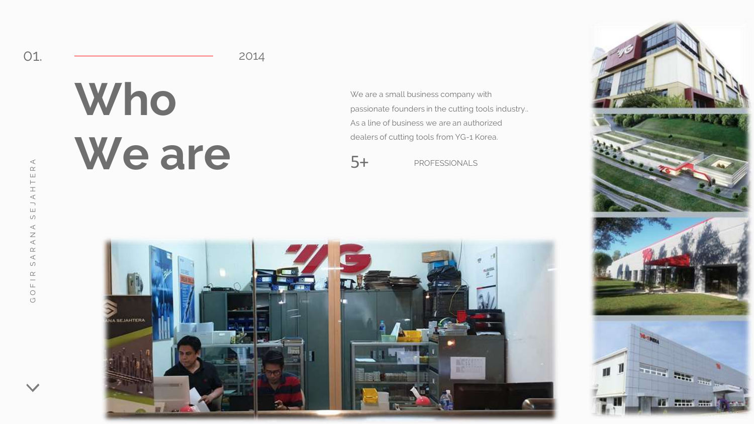01. 2014

# Who We are

We are a small business company with passionate founders in the cutting tools industry.. As a line of business we are an authorized dealers of cutting tools from YG-1 Korea.

5+ PROFESSIONALS

GOFIR SARANA SEJAHTERA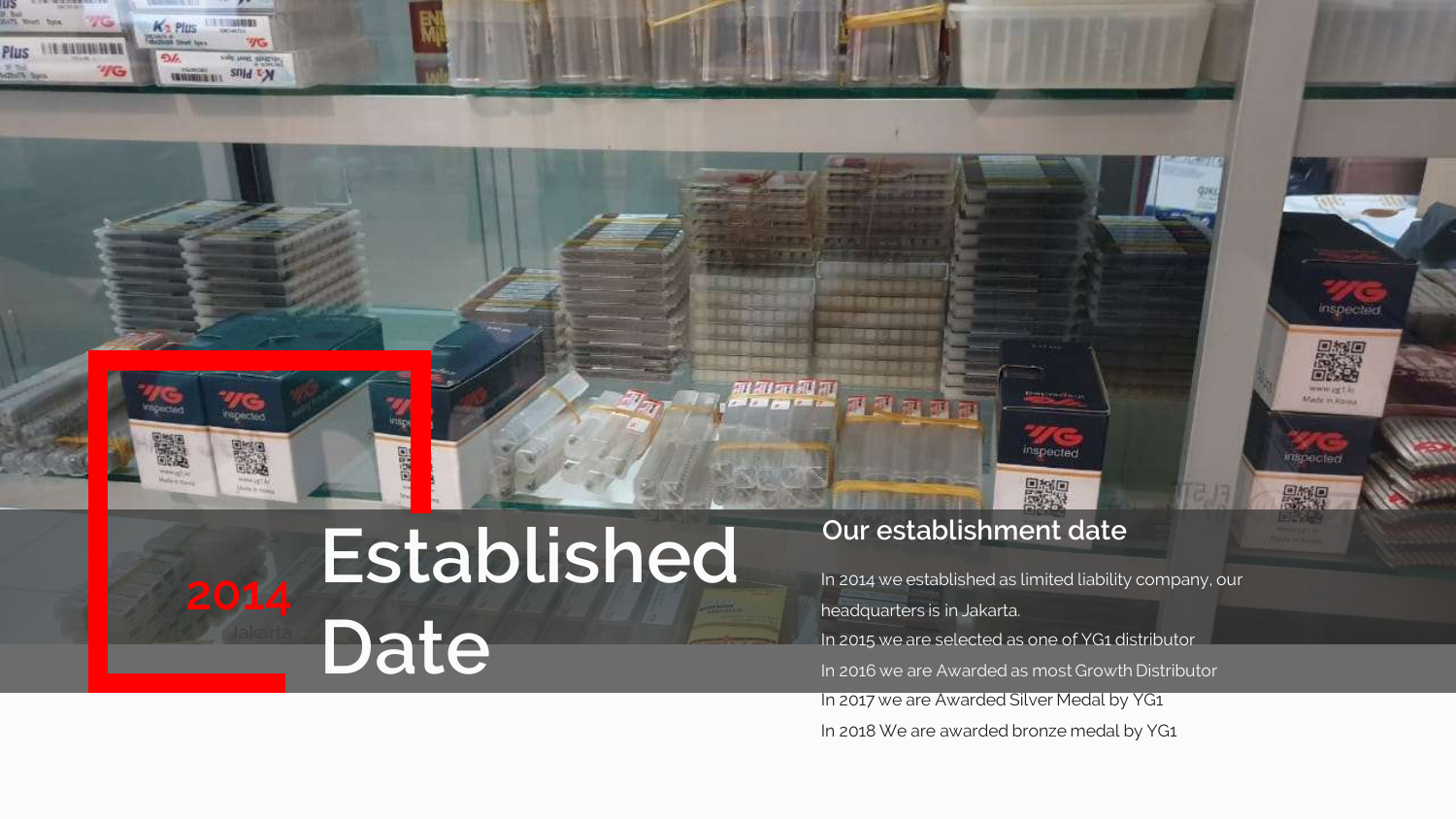2014

Jakarta

# Established Date

## Our establishment date

In 2014 we established as limited liability company, our headquarters is in Jakarta.

In 2015 we are selected as one of YG1 distributor

In 2016 we are Awarded as most Growth Distributor

In 2017 we are Awarded Silver Medal by YG1

In 2018 We are awarded bronze medal by YG1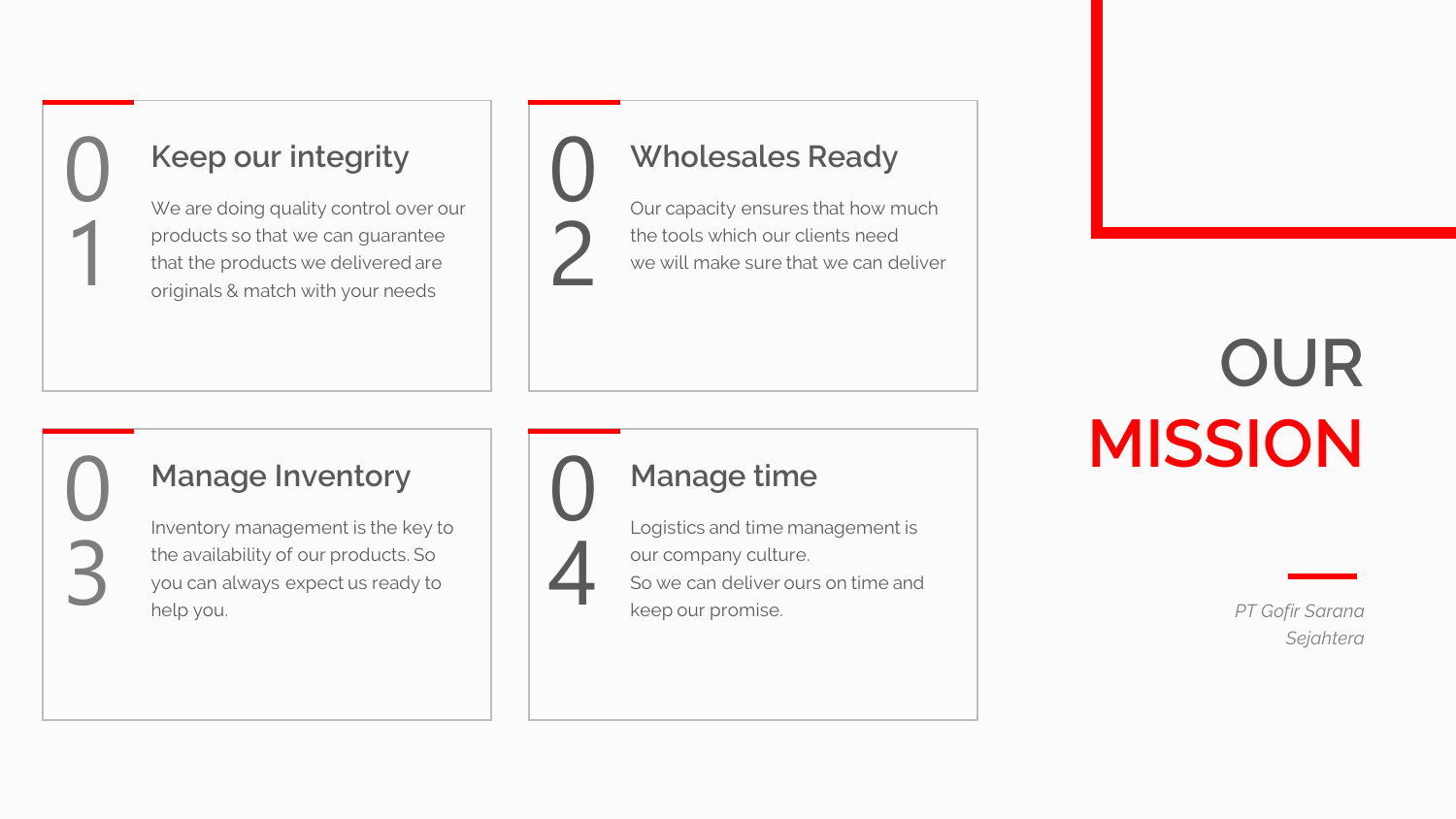# OUR MISSION

*PT Gofir Sarana Sejahtera*

## 01 Keep our integrity

We are doing quality control over our products so that we can guarantee that the products we delivered are originals & match with your needs

## 02 Wholesales Ready

Our capacity ensures that how much the tools which our clients need we will make sure that we can deliver

## 03 Manage Inventory

Inventory management is the key to the availability of our products. So you can always expect us ready to help you.

## 04 Manage time

Logistics and time management is our company culture.
So we can deliver ours on time and keep our promise.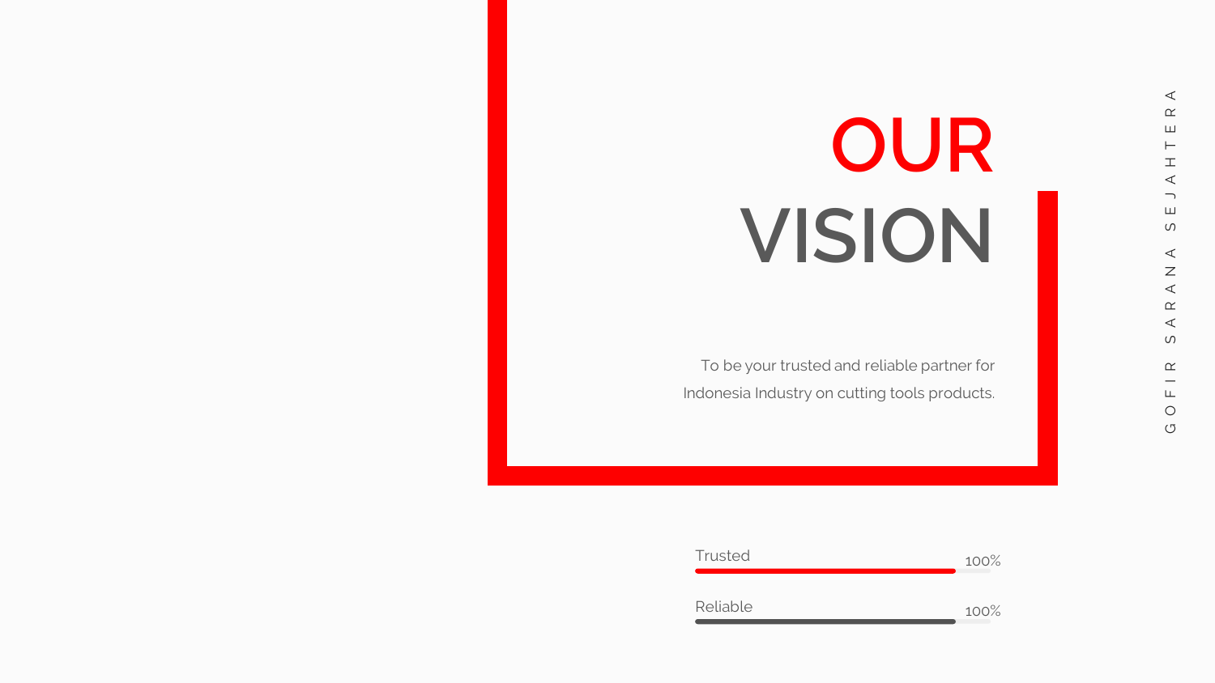# OUR VISION

To be your trusted and reliable partner for Indonesia Industry on cutting tools products.

Trusted 100%

Reliable 100%

GOFIR SARANA SEJAHTERA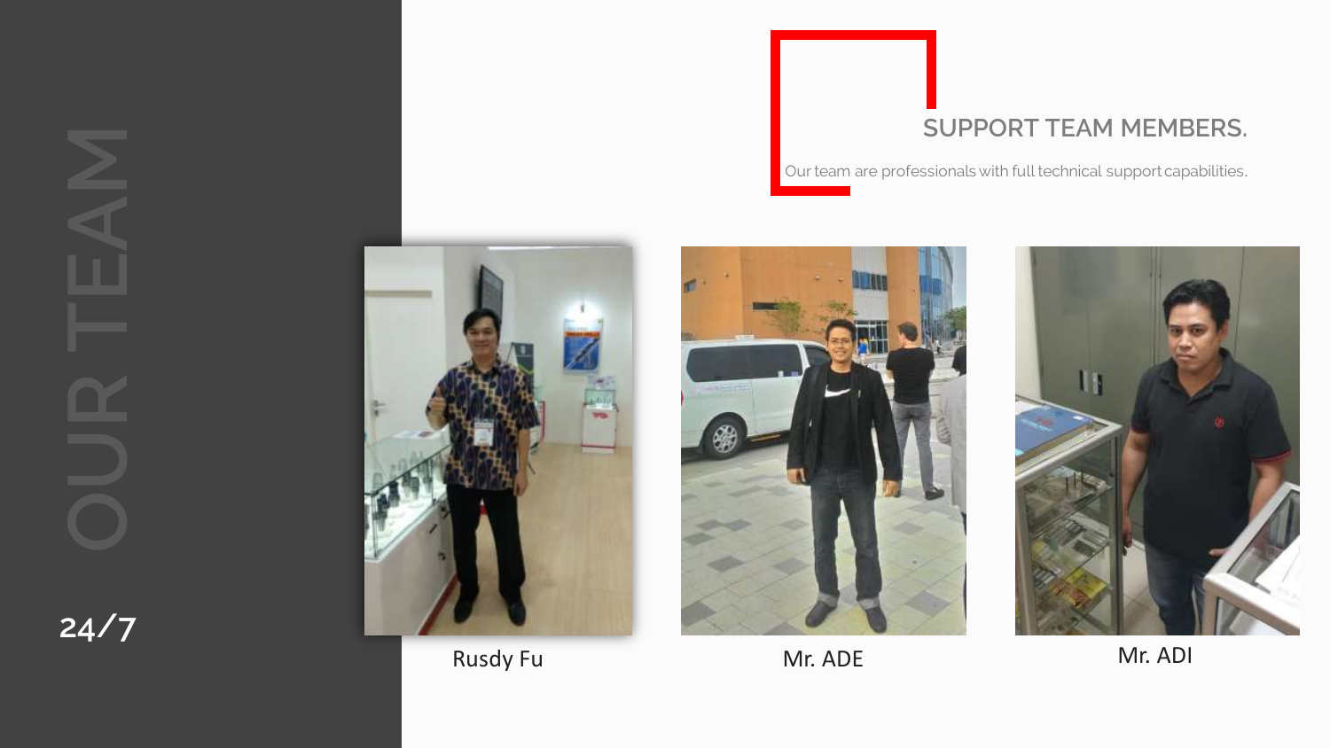# OUR TEAM

24/7

## SUPPORT TEAM MEMBERS.

Our team are professionals with full technical support capabilities.

Rusdy Fu

Mr. ADE

Mr. ADI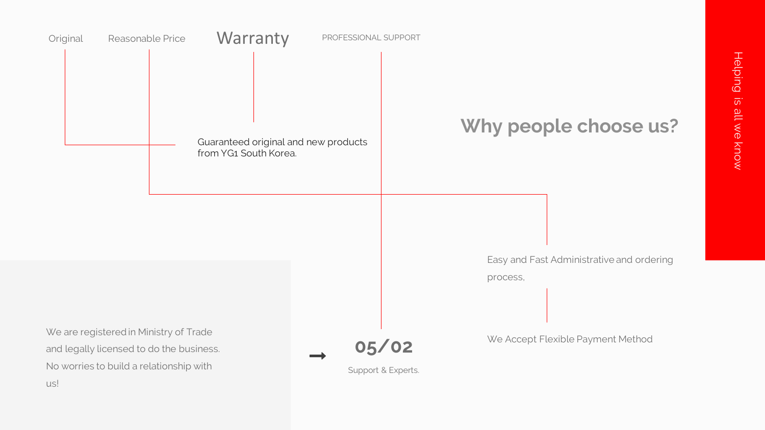# Why people choose us?

Helping is all we know

Original

Reasonable Price

Warranty

PROFESSIONAL SUPPORT

Guaranteed original and new products from YG1 South Korea.

Easy and Fast Administrative and ordering process,

We Accept Flexible Payment Method

We are registered in Ministry of Trade and legally licensed to do the business. No worries to build a relationship with us!

➞ **05/02**

Support & Experts.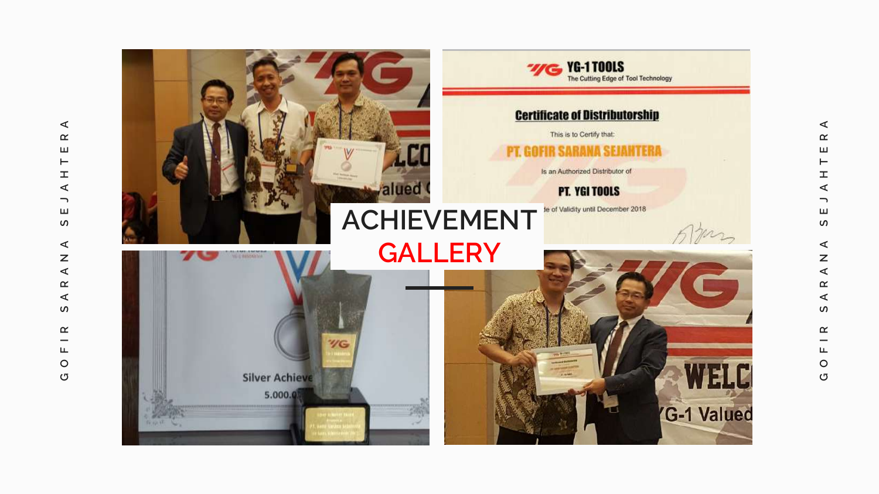# ACHIEVEMENT GALLERY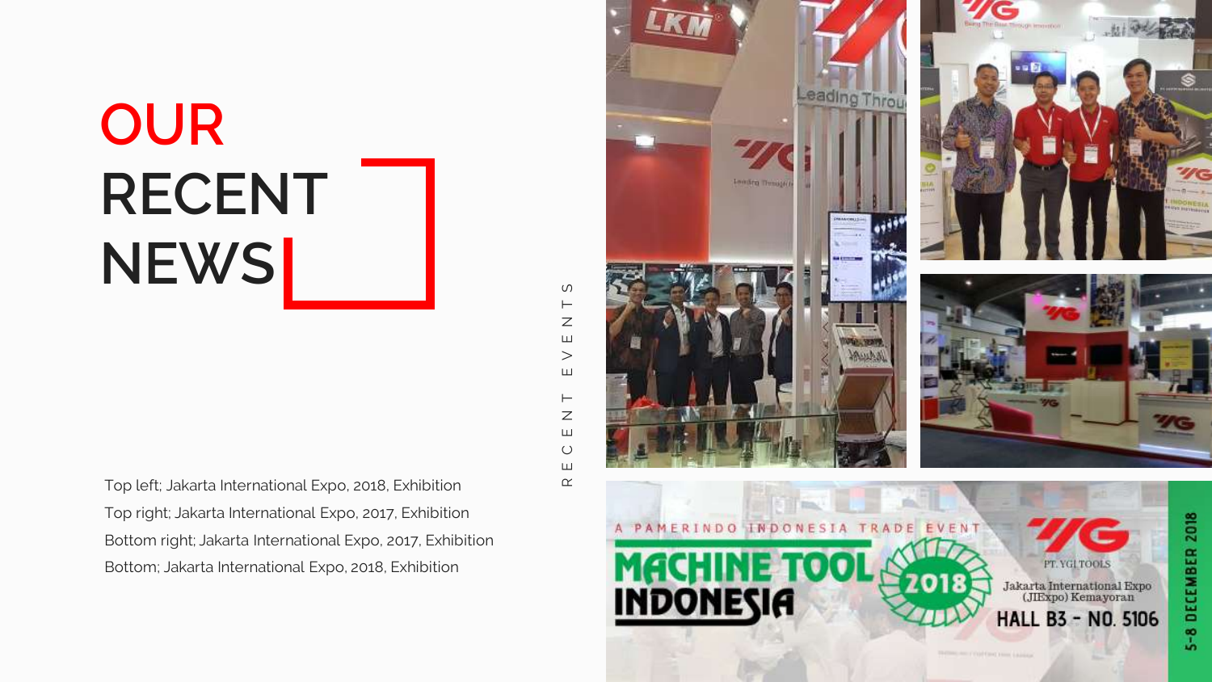# OUR RECENT NEWS

RECENT EVENTS

Top left; Jakarta International Expo, 2018, Exhibition
Top right; Jakarta International Expo, 2017, Exhibition
Bottom right; Jakarta International Expo, 2017, Exhibition
Bottom; Jakarta International Expo, 2018, Exhibition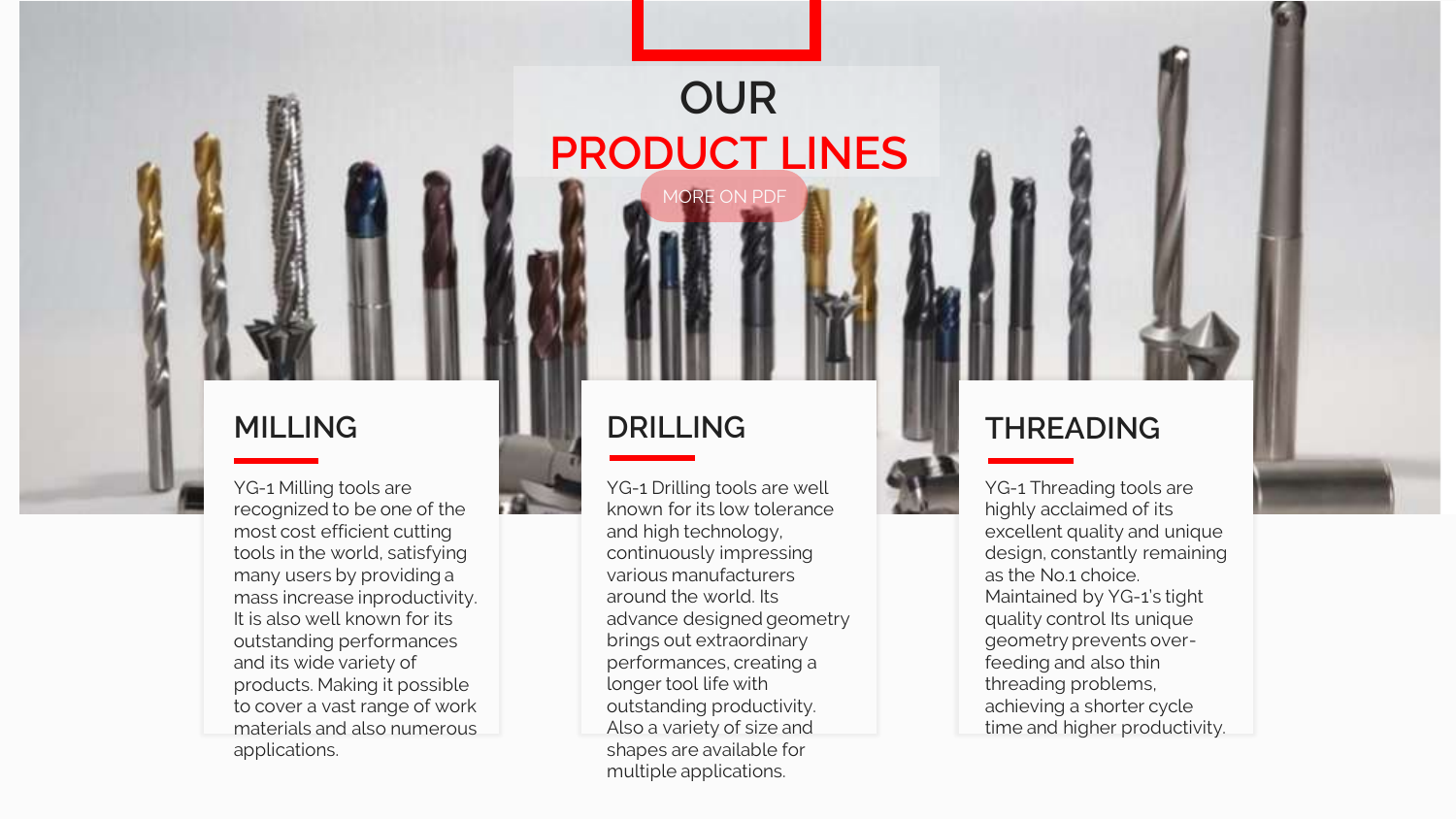# OUR PRODUCT LINES

MORE ON PDF

## MILLING

YG-1 Milling tools are recognized to be one of the most cost efficient cutting tools in the world, satisfying many users by providing a mass increase inproductivity. It is also well known for its outstanding performances and its wide variety of products. Making it possible to cover a vast range of work materials and also numerous applications.

## DRILLING

YG-1 Drilling tools are well known for its low tolerance and high technology, continuously impressing various manufacturers around the world. Its advance designed geometry brings out extraordinary performances, creating a longer tool life with outstanding productivity. Also a variety of size and shapes are available for multiple applications.

## THREADING

YG-1 Threading tools are highly acclaimed of its excellent quality and unique design, constantly remaining as the No.1 choice. Maintained by YG-1's tight quality control Its unique geometry prevents over-feeding and also thin threading problems, achieving a shorter cycle time and higher productivity.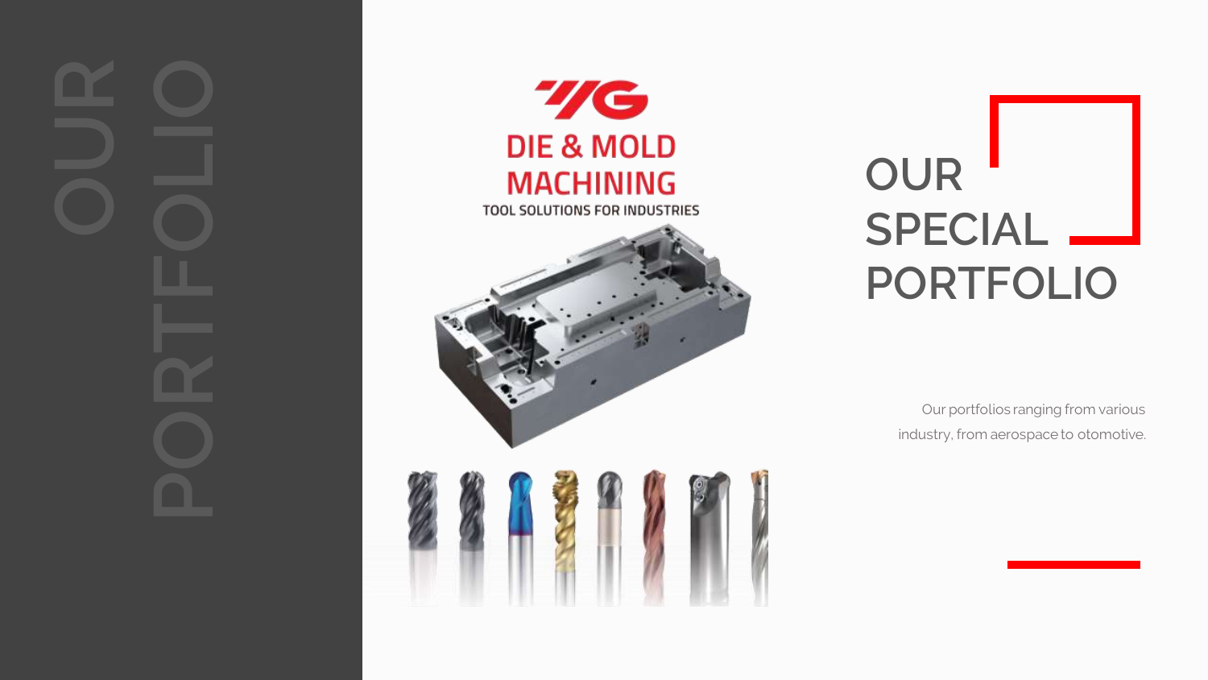OUR PORTFOLIO

YG

DIE & MOLD MACHINING

TOOL SOLUTIONS FOR INDUSTRIES

# OUR SPECIAL PORTFOLIO

Our portfolios ranging from various industry, from aerospace to otomotive.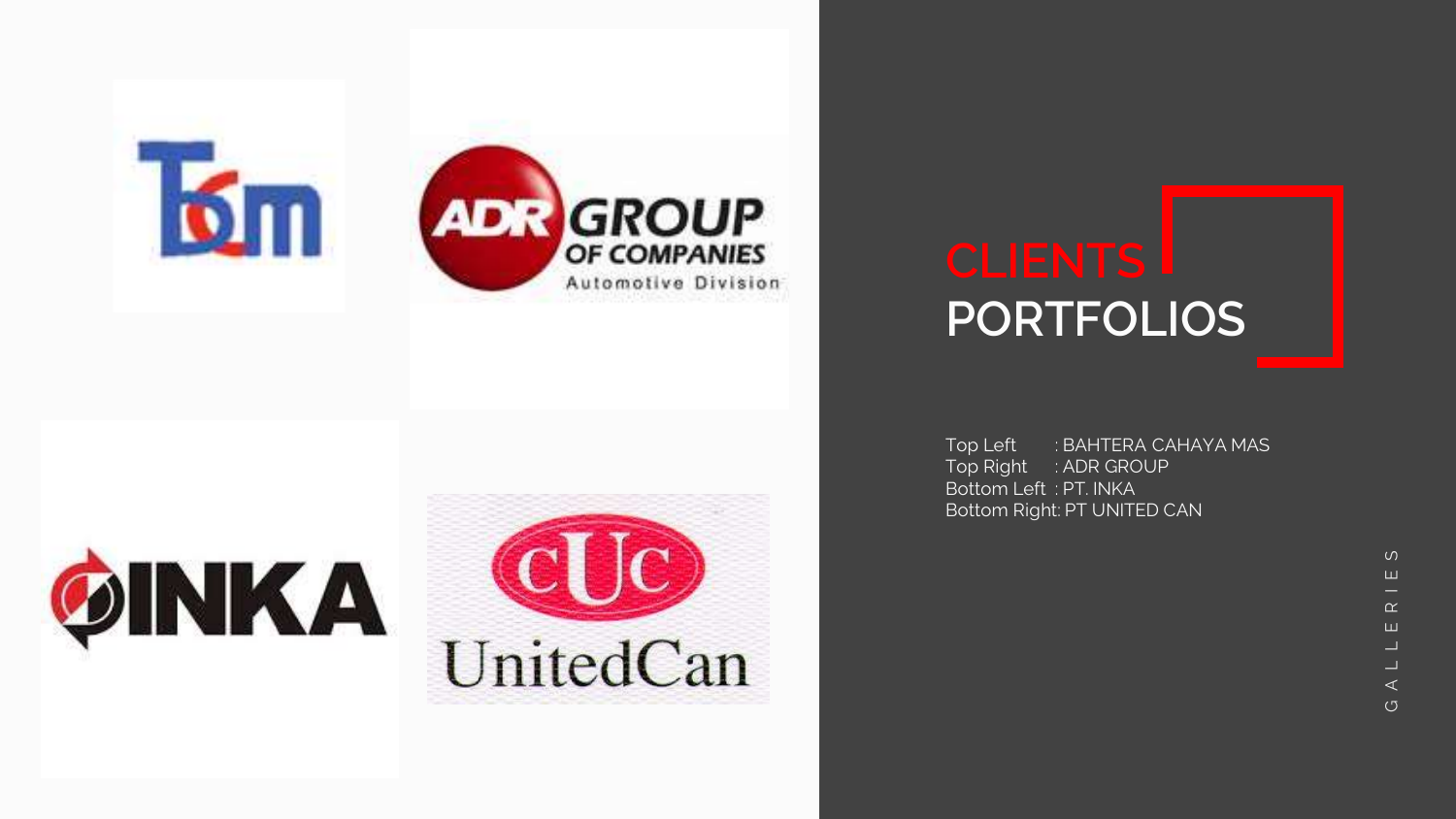# CLIENTS PORTFOLIOS

Top Left : BAHTERA CAHAYA MAS
Top Right : ADR GROUP
Bottom Left : PT. INKA
Bottom Right: PT UNITED CAN

GALLERIES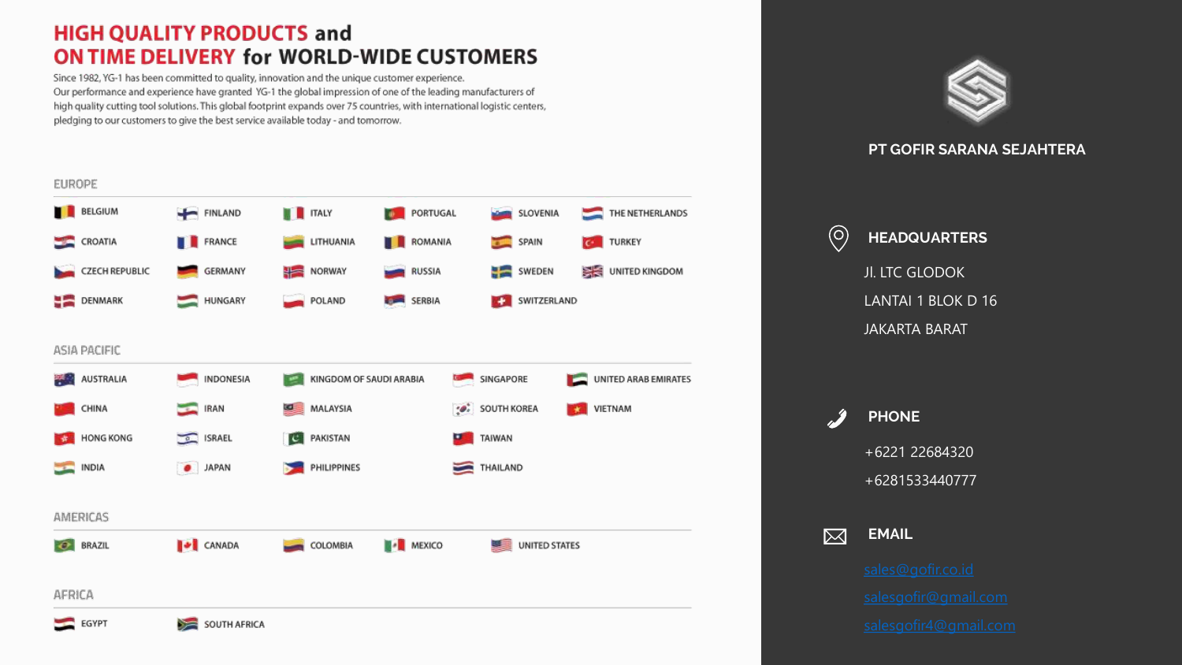# HIGH QUALITY PRODUCTS and ON TIME DELIVERY for WORLD-WIDE CUSTOMERS

Since 1982, YG-1 has been committed to quality, innovation and the unique customer experience. Our performance and experience have granted YG-1 the global impression of one of the leading manufacturers of high quality cutting tool solutions. This global footprint expands over 75 countries, with international logistic centers, pledging to our customers to give the best service available today - and tomorrow.

## EUROPE

| | | | | | |
|---|---|---|---|---|---|
| BELGIUM | FINLAND | ITALY | PORTUGAL | SLOVENIA | THE NETHERLANDS |
| CROATIA | FRANCE | LITHUANIA | ROMANIA | SPAIN | TURKEY |
| CZECH REPUBLIC | GERMANY | NORWAY | RUSSIA | SWEDEN | UNITED KINGDOM |
| DENMARK | HUNGARY | POLAND | SERBIA | SWITZERLAND | |

## ASIA PACIFIC

| | | | | |
|---|---|---|---|---|
| AUSTRALIA | INDONESIA | KINGDOM OF SAUDI ARABIA | SINGAPORE | UNITED ARAB EMIRATES |
| CHINA | IRAN | MALAYSIA | SOUTH KOREA | VIETNAM |
| HONG KONG | ISRAEL | PAKISTAN | TAIWAN | |
| INDIA | JAPAN | PHILIPPINES | THAILAND | |

## AMERICAS

| | | | | |
|---|---|---|---|---|
| BRAZIL | CANADA | COLOMBIA | MEXICO | UNITED STATES |

## AFRICA

| | |
|---|---|
| EGYPT | SOUTH AFRICA |

## PT GOFIR SARANA SEJAHTERA

### HEADQUARTERS

Jl. LTC GLODOK
LANTAI 1 BLOK D 16
JAKARTA BARAT

### PHONE

+6221 22684320
+6281533440777

### EMAIL

sales@gofir.co.id
salesgofir@gmail.com
salesgofir4@gmail.com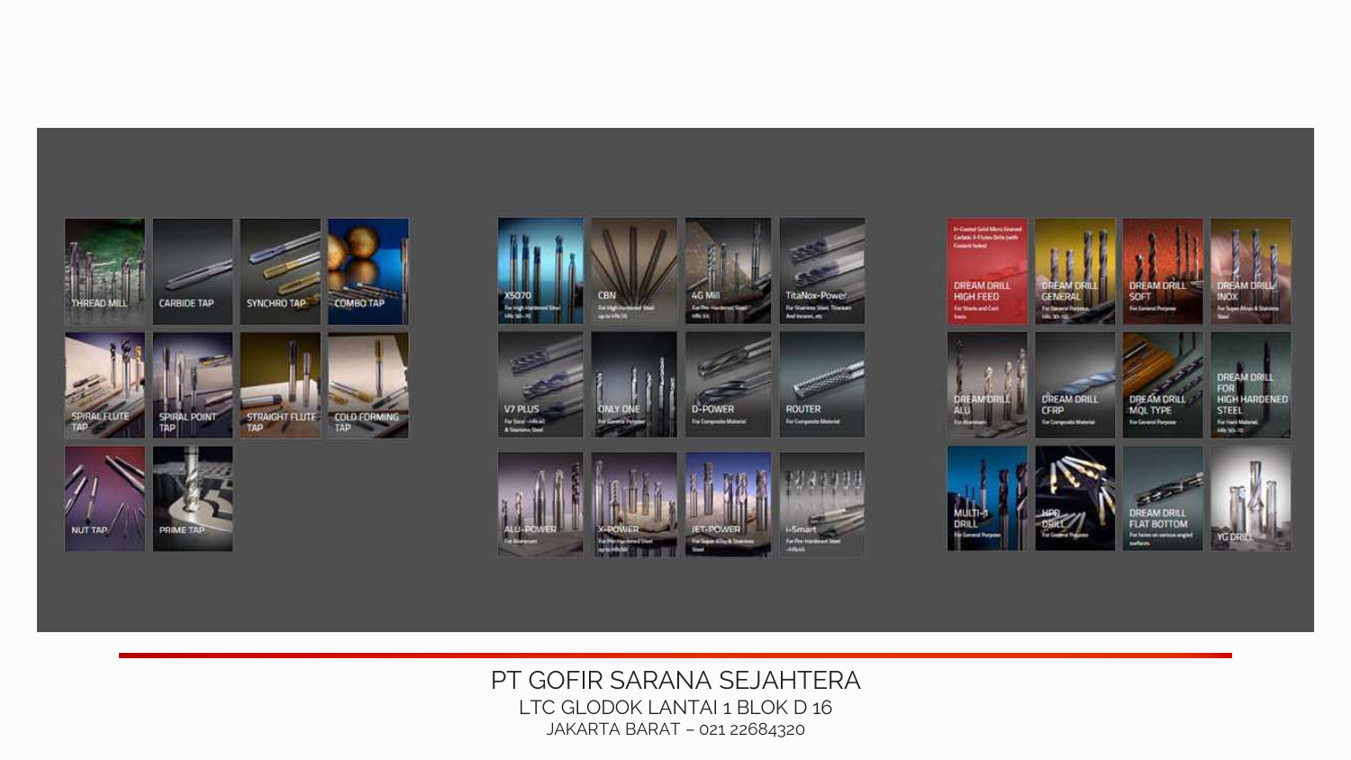THREAD MILL

CARBIDE TAP

SYNCHRO TAP

COMBO TAP

SPIRAL FLUTE TAP

SPIRAL POINT TAP

STRAIGHT FLUTE TAP

COLD FORMING TAP

NUT TAP

PRIME TAP

X5070

CBN

4G Mill

TitaNox-Power

V7 PLUS

ONLY ONE

D-POWER

ROUTER

ALU-POWER

X-POWER

JET-POWER

i-Smart

DREAM DRILL HIGH FEED

DREAM DRILL GENERAL

DREAM DRILL SOFT

DREAM DRILL INOX

DREAM DRILL ALU

DREAM DRILL CFRP

DREAM DRILL MQL TYPE

DREAM DRILL FOR HIGH HARDENED STEEL

MULTI-1 DRILL

HPD DRILL

DREAM DRILL FLAT BOTTOM

YG DRILL

PT GOFIR SARANA SEJAHTERA

LTC GLODOK LANTAI 1 BLOK D 16

JAKARTA BARAT – 021 22684320